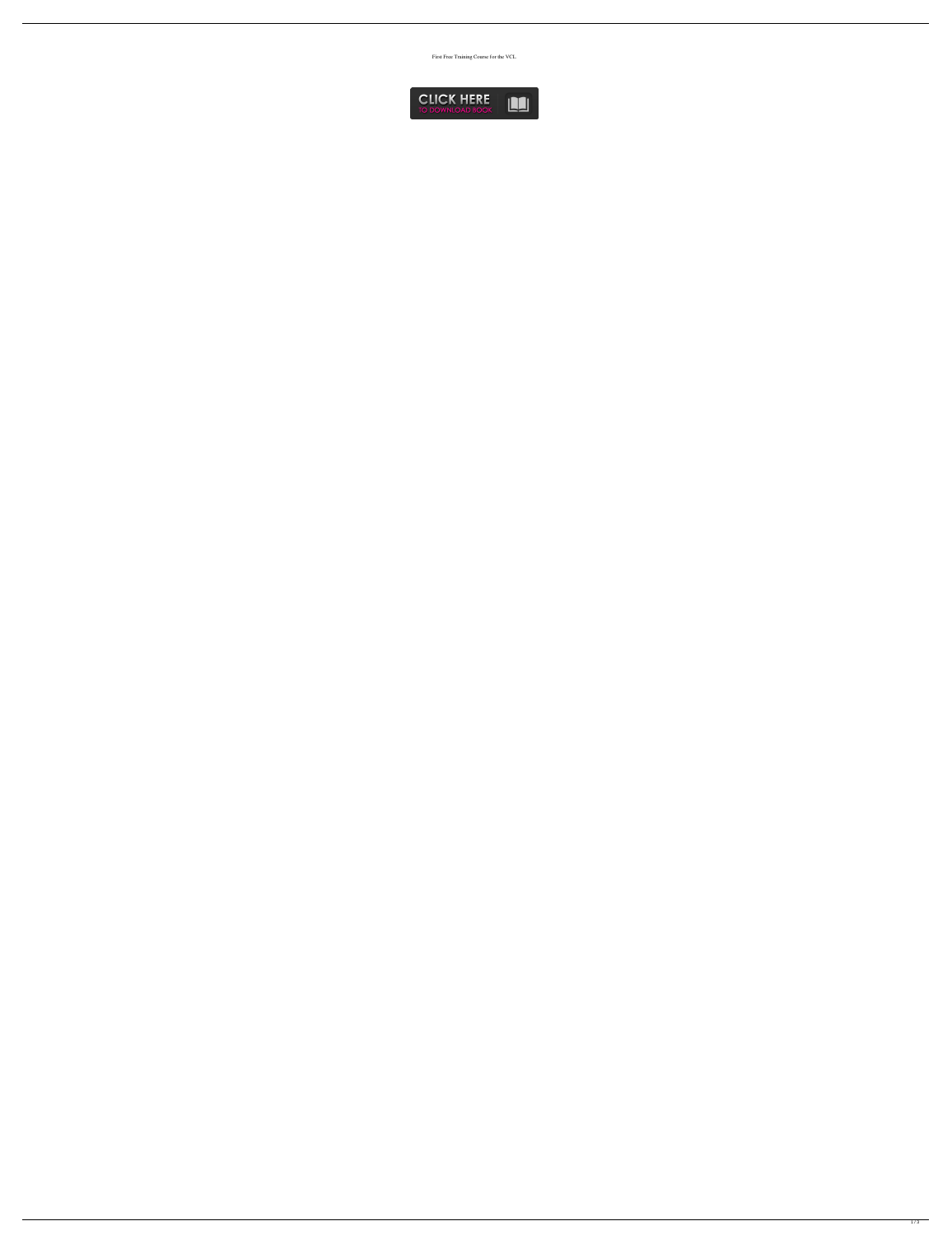First Free Training Course for the VCL

CLICK HERE
TO DOWNLOAD BOOK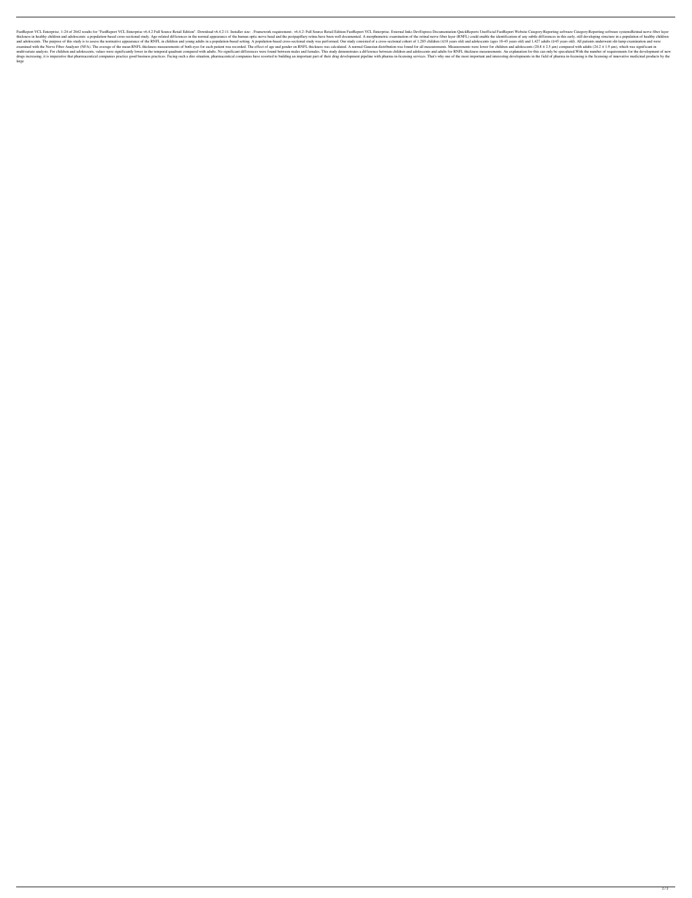FastReport VCL Enterprise. 1-24 of 2642 results for "FastReport VCL Enterprise v6.4.2 Full Source Retail Edition". Download v6.4.2:11. Installer size: . Framework requirement:. v6.4.2: Full Source Retail Edition FastReport VCL Enterprise. External links DevExpress Documentation QuickReports Unofficial FastReport Website Category:Reporting software Category:Reporting software systemsRetinal nerve fiber layer thickness in healthy children and adolescents: a population-based cross-sectional study. Age-related differences in the normal appearance of the human optic nerve head and the peripapillary retina have been well documented. A morphometric examination of the retinal nerve fiber layer (RNFL) could enable the identification of any subtle differences in this early, still developing structure in a population of healthy children and adolescents. The purpose of this study is to assess the normative appearance of the RNFL in children and young adults in a population-based setting. A population-based cross-sectional study was performed. Our study consisted of a cross-sectional cohort of 1,285 children (≤18 years old) and adolescents (ages 18-45 years old) and 1,427 adults (≥45 years old). All patients underwent slit-lamp examination and were examined with the Nerve Fiber Analyzer (NFA). The average of the mean RNFL thickness measurements of both eyes for each patient was recorded. The effect of age and gender on RNFL thickness was calculated. A normal Gaussian distribution was found for all measurements. Measurements were lower for children and adolescents (20.8 ± 2.5 μm) compared with adults (24.2 ± 1.9 μm), which was significant in multivariate analysis. For children and adolescents, values were significantly lower in the temporal quadrant compared with adults. No significant differences were found between males and females. This study demonstrates a difference between children and adolescents and adults for RNFL thickness measurements. An explanation for this can only be speculated.With the number of requirements for the development of new drugs increasing, it is imperative that pharmaceutical companies practice good business practices. Facing such a dire situation, pharmaceutical companies have resorted to building an important part of their drug development pipeline with pharma in-licensing services. That's why one of the most important and interesting developments in the field of pharma in-licensing is the licensing of innovative medicinal products by the large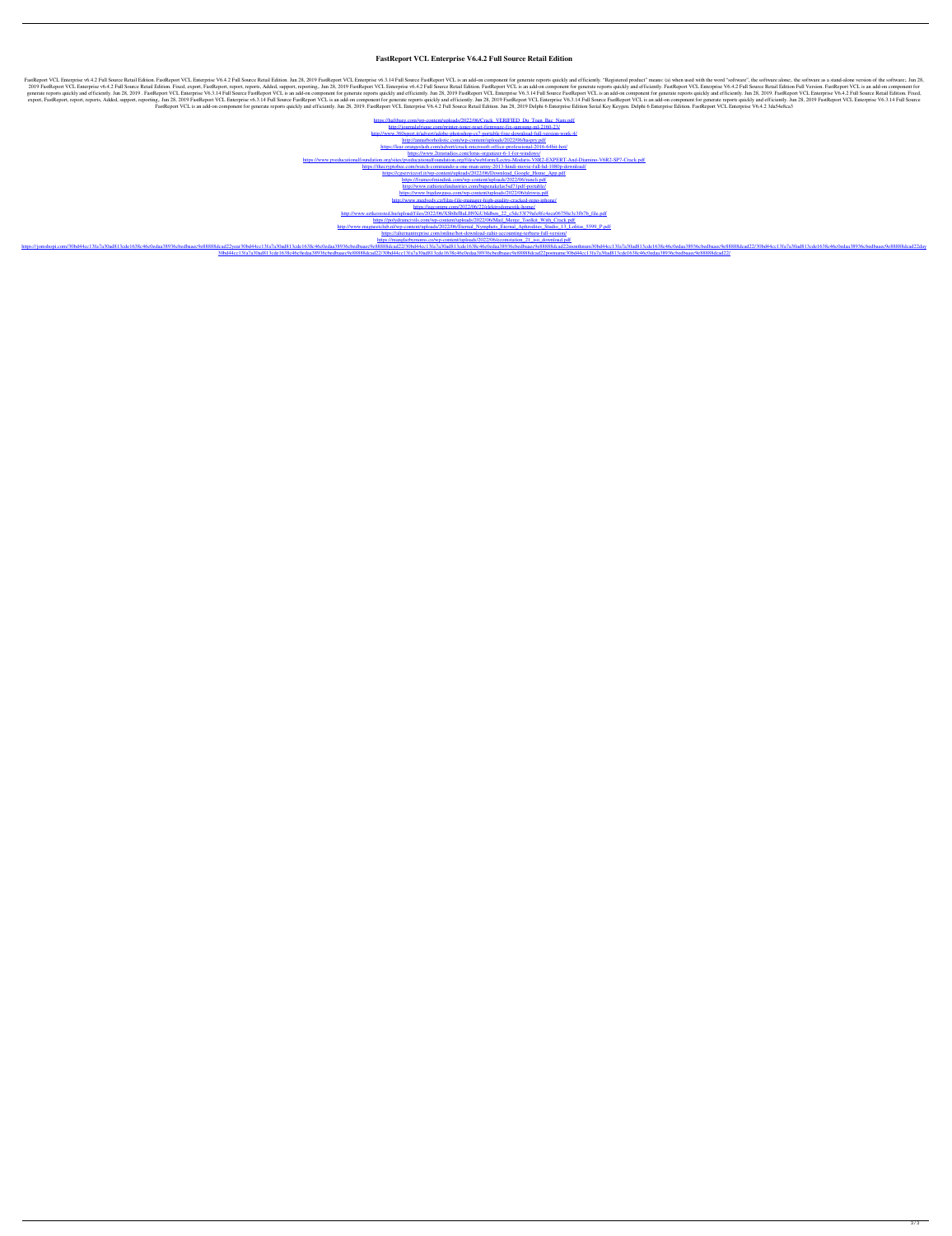# FastReport VCL Enterprise V6.4.2 Full Source Retail Edition

FastReport VCL Enterprise v6.4.2 Full Source Retail Edition. FastReport VCL Enterprise V6.4.2 Full Source Retail Edition. Jun 28, 2019 FastReport VCL Enterprise v6.3.14 Full Source FastReport VCL is an add-on component for generate reports quickly and efficiently. "Registered product" means: (a) when used with the word "software", the software alone, the software as a stand-alone version of the software;. Jun 28, 2019 FastReport VCL Enterprise v6.4.2 Full Source Retail Edition. Fixed, export, FastReport, report, reports, Added, support, reporting,. Jun 28, 2019 FastReport VCL Enterprise v6.4.2 Full Source Retail Edition. FastReport VCL is an add-on component for generate reports quickly and efficiently. FastReport VCL Enterprise V6.4.2 Full Source Retail Edition Full Version. FastReport VCL is an add-on component for generate reports quickly and efficiently. Jun 28, 2019 . FastReport VCL Enterprise V6.3.14 Full Source FastReport VCL is an add-on component for generate reports quickly and efficiently. Jun 28, 2019 FastReport VCL Enterprise V6.3.14 Full Source FastReport VCL is an add-on component for generate reports quickly and efficiently. Jun 28, 2019. FastReport VCL Enterprise V6.4.2 Full Source Retail Edition. Fixed, export, FastReport, report, reports, Added, support, reporting,. Jun 28, 2019 FastReport VCL Enterprise v6.3.14 Full Source FastReport VCL is an add-on component for generate reports quickly and efficiently. Jun 28, 2019 FastReport VCL Enterprise V6.3.14 Full Source FastReport VCL is an add-on component for generate reports quickly and efficiently. Jun 28, 2019 FastReport VCL Enterprise V6.3.14 Full Source FastReport VCL is an add-on component for generate reports quickly and efficiently. Jun 28, 2019. FastReport VCL Enterprise V6.4.2 Full Source Retail Edition. Jun 28, 2019 Delphi 6 Enterprise Edition Serial Key Keygen. Delphi 6 Enterprise Edition. FastReport VCL Enterprise V6.4.2 3da54e8ca3

https://hafeiburg.com/wp-content/uploads/2022/06/Crack_VERIFIED_Da_Tean_Bac_Nam.pdf
http://jomblodisplay.com/printer-reset-firmware-fix-samsung-ml-2160-23/
https://www.360expert.it/advert/adobe-photoshop-cs7-portable-free-download-full-version-work-4/
http://anneoborholistic.com/wp-content/uploads/2022/06/hagny.pdf
https://kur.orangeslash.com/advert/crack-microsoft-office-professional-2016-64bit-hot/
https://www.2imstudios.com/lotus-organizer-6-1-for-windows/
https://www.pvlducationalfoundation.org/sites/pveducationalfoundation.org/files/webform/Lectra-Modaris-V8R2-EXPERT-And-Diamino-V6R2-SP7-Crack.pdf
https://thecryptobee.com/watch-commando-a-one-man-army-2013-hindi-movie-full-hd-1080p-download/
https://csserviceirl.it/wp-content/uploads/2022/06/Download_Google_Home_App.pdf
https://frameofmindink.com/wp-content/uploads/2022/06/raneli.pdf
http://www.rathisteelindustries.com/bapenakelas5af71pdf-portable/
https://www.bigdawgusa.com/wp-content/uploads/2022/06/ulriwia.pdf
http://www.medvedy.cz/files-file-manager-high-quality-cracked-repo-iphone/
https://igcompra.com/2022/06/22/elektrodomestik-home/
http://www.ezkerested.hu/upload/files/2022/06/XSbftlBaLH9XiUbldhen_22_c5de53f79afe8fe4eca0675bc3c3fb7b_file.pdf
https://mylabrancvills.com/wp-content/uploads/2022/06/Mail_Merge_Toolkit_With_Crack.pdf
http://www.magneetclub.nl/wp-content/uploads/2022/06/Eternal_Nymphets_Eternal_Aphrodites_Studio_13_Lolitas_5599_P.pdf
https://alternantreprise.com/online/hot-download-zahir-accounting-terbaru-full-version/
https://meaqfarbymonro.co/wp-content/uploads/2022/06/ecotstation_21_iso_download.pdf
https://jomshopi.com/30bd44cc13fa7a30ad813cde1638c46c0edaa38936cbedbaaec9e88888dcad22year30bd44cc13fa7a30ad813cde1638c46c0edaa38936cbedbaaec9e88888dcad22/30bd44cc13fa7a30ad813cde1638c46c0edaa38936cbedbaaec9e88888dcad22monthnum30bd44cc13fa7a30ad813cde1638c46c0edaa38936cbedbaaec9e88888dcad22/30bd44cc13fa7a30ad813cde1638c46c0edaa38936cbedbaaec9e88888dcad22day30bd44cc13fa7a30ad813cde1638c46c0edaa38936cbedbaaec9e88888dcad22/30bd44cc13fa7a30ad813cde1638c46c0edaa38936cbedbaaec9e88888dcad22postname30bd44cc13fa7a30ad813cde1638c46c0edaa38936cbedbaaec9e88888dcad22/